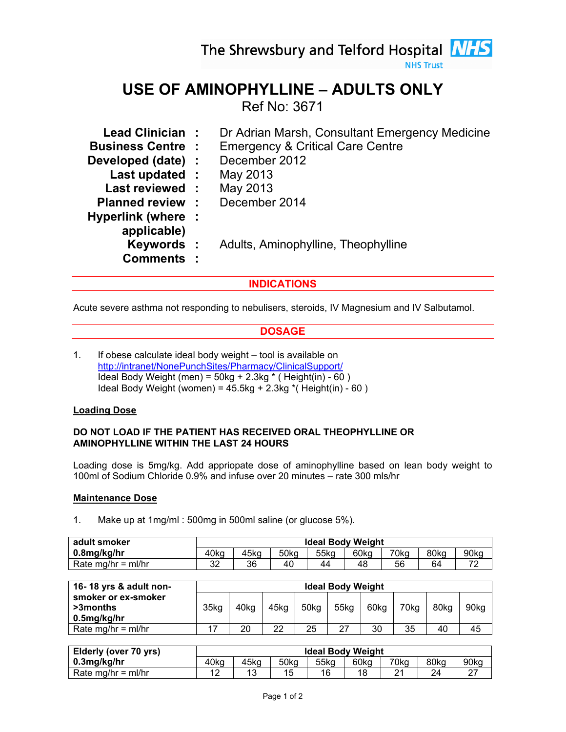The Shrewsbury and Telford Hospital NHS Trust

# USE OF AMINOPHYLLINE – ADULTS ONLY

Ref No: 3671

**Lead Clinician** : Dr Adrian Marsh, Consultant Emergency Medicine
**Business Centre** : Emergency & Critical Care Centre
**Developed (date)** : December 2012
**Last updated** : May 2013
**Last reviewed** : May 2013
**Planned review** : December 2014
**Hyperlink (where applicable)** :
**Keywords** : Adults, Aminophylline, Theophylline
**Comments** :

## INDICATIONS

Acute severe asthma not responding to nebulisers, steroids, IV Magnesium and IV Salbutamol.

## DOSAGE

1. If obese calculate ideal body weight – tool is available on http://intranet/NonePunchSites/Pharmacy/ClinicalSupport/
   Ideal Body Weight (men) = 50kg + 2.3kg * ( Height(in) - 60 )
   Ideal Body Weight (women) = 45.5kg + 2.3kg *( Height(in) - 60 )

**Loading Dose**

**DO NOT LOAD IF THE PATIENT HAS RECEIVED ORAL THEOPHYLLINE OR AMINOPHYLLINE WITHIN THE LAST 24 HOURS**

Loading dose is 5mg/kg. Add appriopate dose of aminophylline based on lean body weight to 100ml of Sodium Chloride 0.9% and infuse over 20 minutes – rate 300 mls/hr

**Maintenance Dose**

1. Make up at 1mg/ml : 500mg in 500ml saline (or glucose 5%).

| **adult smoker 0.8mg/kg/hr** | **Ideal Body Weight** | | | | | | | |
|---|---|---|---|---|---|---|---|---|
| | 40kg | 45kg | 50kg | 55kg | 60kg | 70kg | 80kg | 90kg |
| Rate mg/hr = ml/hr | 32 | 36 | 40 | 44 | 48 | 56 | 64 | 72 |

| **16- 18 yrs & adult non-smoker or ex-smoker >3months 0.5mg/kg/hr** | **Ideal Body Weight** | | | | | | | | |
|---|---|---|---|---|---|---|---|---|---|
| | 35kg | 40kg | 45kg | 50kg | 55kg | 60kg | 70kg | 80kg | 90kg |
| Rate mg/hr = ml/hr | 17 | 20 | 22 | 25 | 27 | 30 | 35 | 40 | 45 |

| **Elderly (over 70 yrs) 0.3mg/kg/hr** | **Ideal Body Weight** | | | | | | | |
|---|---|---|---|---|---|---|---|---|
| | 40kg | 45kg | 50kg | 55kg | 60kg | 70kg | 80kg | 90kg |
| Rate mg/hr = ml/hr | 12 | 13 | 15 | 16 | 18 | 21 | 24 | 27 |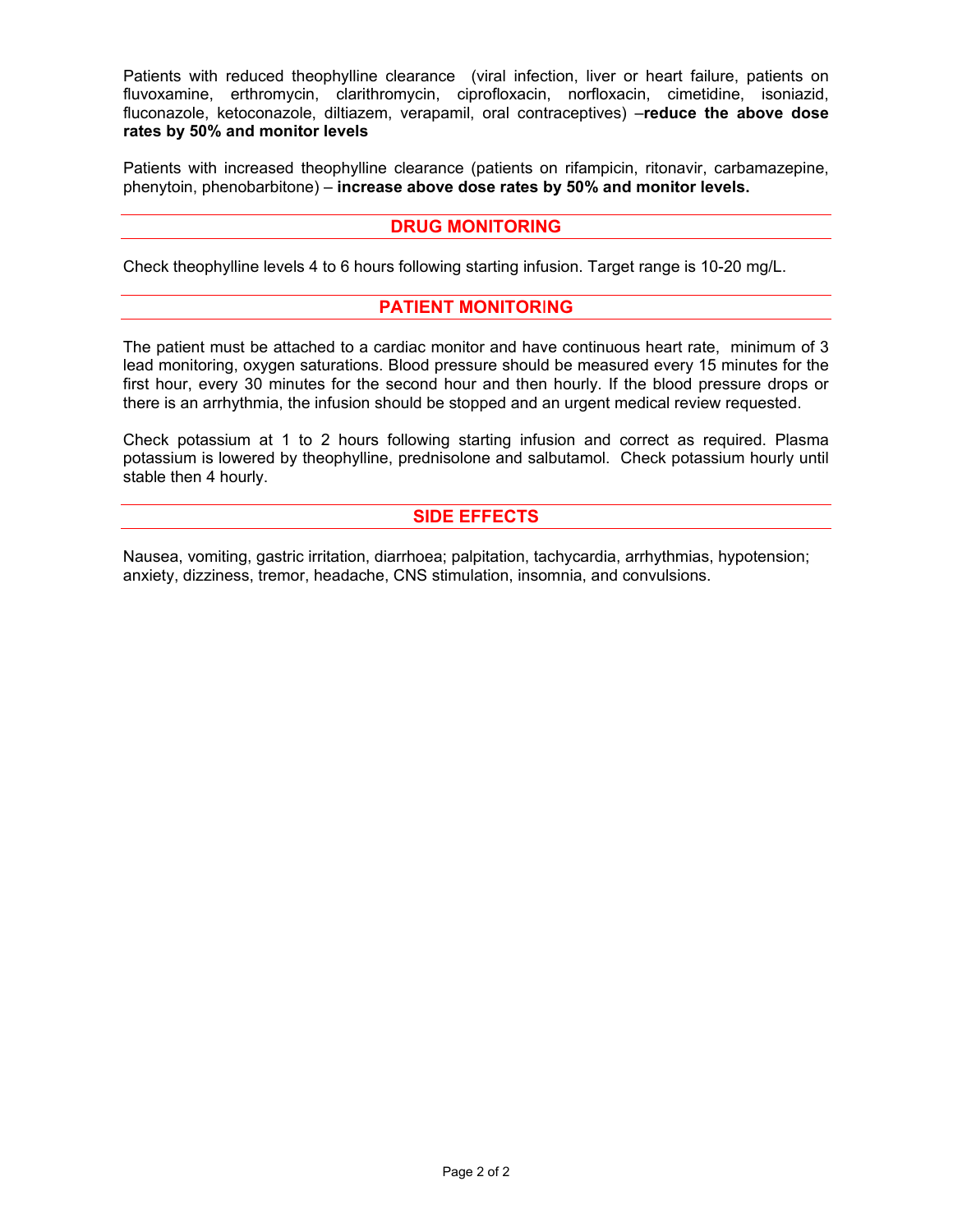Patients with reduced theophylline clearance (viral infection, liver or heart failure, patients on fluvoxamine, erthromycin, clarithromycin, ciprofloxacin, norfloxacin, cimetidine, isoniazid, fluconazole, ketoconazole, diltiazem, verapamil, oral contraceptives) –**reduce the above dose rates by 50% and monitor levels**

Patients with increased theophylline clearance (patients on rifampicin, ritonavir, carbamazepine, phenytoin, phenobarbitone) – **increase above dose rates by 50% and monitor levels.**

## DRUG MONITORING

Check theophylline levels 4 to 6 hours following starting infusion. Target range is 10-20 mg/L.

## PATIENT MONITORING

The patient must be attached to a cardiac monitor and have continuous heart rate, minimum of 3 lead monitoring, oxygen saturations. Blood pressure should be measured every 15 minutes for the first hour, every 30 minutes for the second hour and then hourly. If the blood pressure drops or there is an arrhythmia, the infusion should be stopped and an urgent medical review requested.

Check potassium at 1 to 2 hours following starting infusion and correct as required. Plasma potassium is lowered by theophylline, prednisolone and salbutamol. Check potassium hourly until stable then 4 hourly.

## SIDE EFFECTS

Nausea, vomiting, gastric irritation, diarrhoea; palpitation, tachycardia, arrhythmias, hypotension; anxiety, dizziness, tremor, headache, CNS stimulation, insomnia, and convulsions.